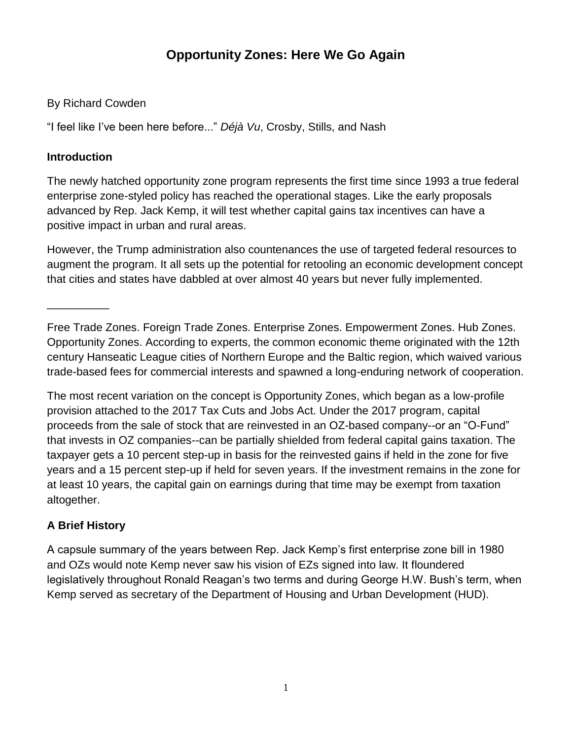# Opportunity Zones: Here We Go Again

By Richard Cowden

"I feel like I've been here before..." *Déjà Vu*, Crosby, Stills, and Nash

## Introduction

The newly hatched opportunity zone program represents the first time since 1993 a true federal enterprise zone-styled policy has reached the operational stages. Like the early proposals advanced by Rep. Jack Kemp, it will test whether capital gains tax incentives can have a positive impact in urban and rural areas.

However, the Trump administration also countenances the use of targeted federal resources to augment the program. It all sets up the potential for retooling an economic development concept that cities and states have dabbled at over almost 40 years but never fully implemented.

__________

Free Trade Zones. Foreign Trade Zones. Enterprise Zones. Empowerment Zones. Hub Zones. Opportunity Zones. According to experts, the common economic theme originated with the 12th century Hanseatic League cities of Northern Europe and the Baltic region, which waived various trade-based fees for commercial interests and spawned a long-enduring network of cooperation.

The most recent variation on the concept is Opportunity Zones, which began as a low-profile provision attached to the 2017 Tax Cuts and Jobs Act. Under the 2017 program, capital proceeds from the sale of stock that are reinvested in an OZ-based company--or an "O-Fund" that invests in OZ companies--can be partially shielded from federal capital gains taxation. The taxpayer gets a 10 percent step-up in basis for the reinvested gains if held in the zone for five years and a 15 percent step-up if held for seven years. If the investment remains in the zone for at least 10 years, the capital gain on earnings during that time may be exempt from taxation altogether.

## A Brief History

A capsule summary of the years between Rep. Jack Kemp's first enterprise zone bill in 1980 and OZs would note Kemp never saw his vision of EZs signed into law. It floundered legislatively throughout Ronald Reagan's two terms and during George H.W. Bush's term, when Kemp served as secretary of the Department of Housing and Urban Development (HUD).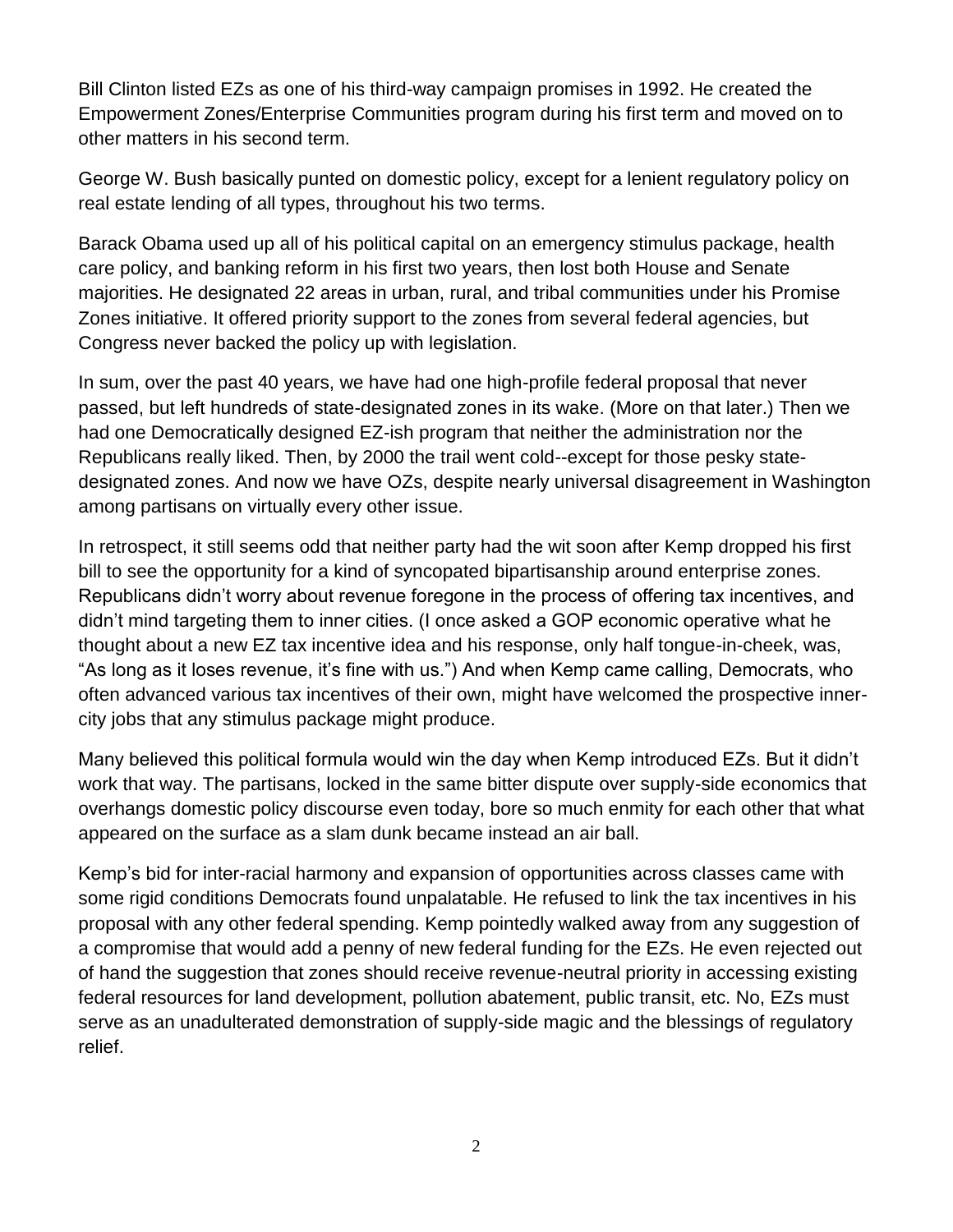Bill Clinton listed EZs as one of his third-way campaign promises in 1992. He created the Empowerment Zones/Enterprise Communities program during his first term and moved on to other matters in his second term.

George W. Bush basically punted on domestic policy, except for a lenient regulatory policy on real estate lending of all types, throughout his two terms.

Barack Obama used up all of his political capital on an emergency stimulus package, health care policy, and banking reform in his first two years, then lost both House and Senate majorities. He designated 22 areas in urban, rural, and tribal communities under his Promise Zones initiative. It offered priority support to the zones from several federal agencies, but Congress never backed the policy up with legislation.

In sum, over the past 40 years, we have had one high-profile federal proposal that never passed, but left hundreds of state-designated zones in its wake. (More on that later.) Then we had one Democratically designed EZ-ish program that neither the administration nor the Republicans really liked. Then, by 2000 the trail went cold--except for those pesky state-designated zones. And now we have OZs, despite nearly universal disagreement in Washington among partisans on virtually every other issue.

In retrospect, it still seems odd that neither party had the wit soon after Kemp dropped his first bill to see the opportunity for a kind of syncopated bipartisanship around enterprise zones. Republicans didn't worry about revenue foregone in the process of offering tax incentives, and didn't mind targeting them to inner cities. (I once asked a GOP economic operative what he thought about a new EZ tax incentive idea and his response, only half tongue-in-cheek, was, "As long as it loses revenue, it's fine with us.") And when Kemp came calling, Democrats, who often advanced various tax incentives of their own, might have welcomed the prospective inner-city jobs that any stimulus package might produce.

Many believed this political formula would win the day when Kemp introduced EZs. But it didn't work that way. The partisans, locked in the same bitter dispute over supply-side economics that overhangs domestic policy discourse even today, bore so much enmity for each other that what appeared on the surface as a slam dunk became instead an air ball.

Kemp's bid for inter-racial harmony and expansion of opportunities across classes came with some rigid conditions Democrats found unpalatable. He refused to link the tax incentives in his proposal with any other federal spending. Kemp pointedly walked away from any suggestion of a compromise that would add a penny of new federal funding for the EZs. He even rejected out of hand the suggestion that zones should receive revenue-neutral priority in accessing existing federal resources for land development, pollution abatement, public transit, etc. No, EZs must serve as an unadulterated demonstration of supply-side magic and the blessings of regulatory relief.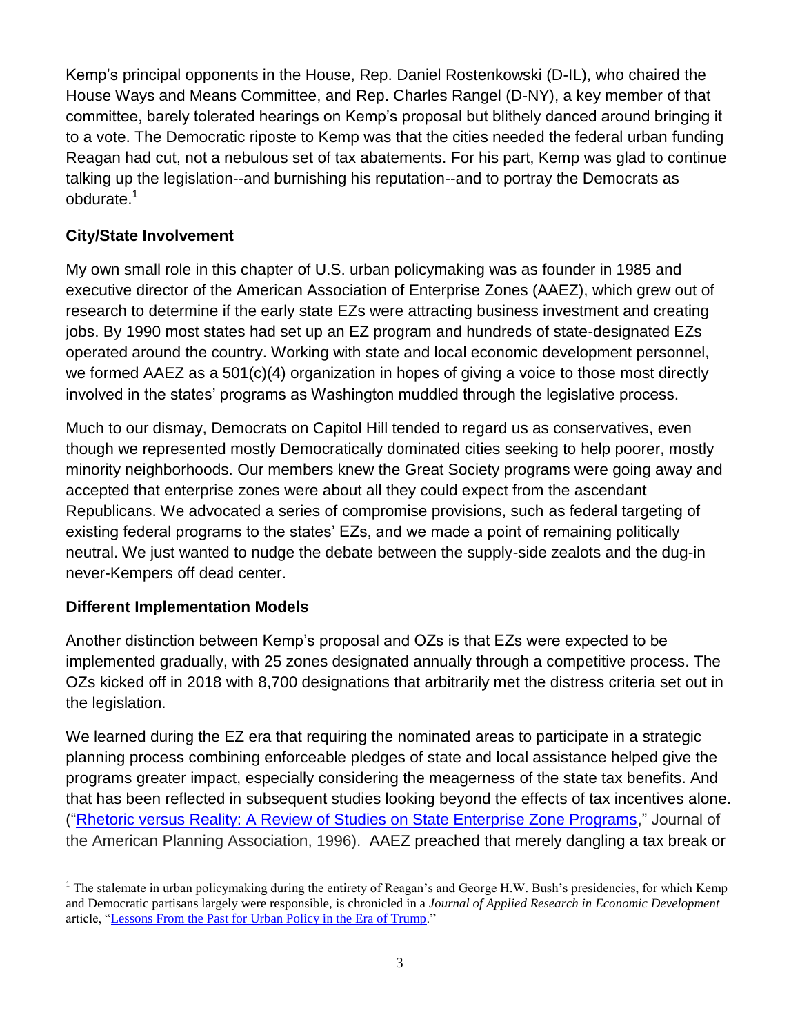Kemp's principal opponents in the House, Rep. Daniel Rostenkowski (D-IL), who chaired the House Ways and Means Committee, and Rep. Charles Rangel (D-NY), a key member of that committee, barely tolerated hearings on Kemp's proposal but blithely danced around bringing it to a vote. The Democratic riposte to Kemp was that the cities needed the federal urban funding Reagan had cut, not a nebulous set of tax abatements. For his part, Kemp was glad to continue talking up the legislation--and burnishing his reputation--and to portray the Democrats as obdurate.[1]

## City/State Involvement

My own small role in this chapter of U.S. urban policymaking was as founder in 1985 and executive director of the American Association of Enterprise Zones (AAEZ), which grew out of research to determine if the early state EZs were attracting business investment and creating jobs. By 1990 most states had set up an EZ program and hundreds of state-designated EZs operated around the country. Working with state and local economic development personnel, we formed AAEZ as a 501(c)(4) organization in hopes of giving a voice to those most directly involved in the states' programs as Washington muddled through the legislative process.

Much to our dismay, Democrats on Capitol Hill tended to regard us as conservatives, even though we represented mostly Democratically dominated cities seeking to help poorer, mostly minority neighborhoods. Our members knew the Great Society programs were going away and accepted that enterprise zones were about all they could expect from the ascendant Republicans. We advocated a series of compromise provisions, such as federal targeting of existing federal programs to the states' EZs, and we made a point of remaining politically neutral. We just wanted to nudge the debate between the supply-side zealots and the dug-in never-Kempers off dead center.

## Different Implementation Models

Another distinction between Kemp's proposal and OZs is that EZs were expected to be implemented gradually, with 25 zones designated annually through a competitive process. The OZs kicked off in 2018 with 8,700 designations that arbitrarily met the distress criteria set out in the legislation.

We learned during the EZ era that requiring the nominated areas to participate in a strategic planning process combining enforceable pledges of state and local assistance helped give the programs greater impact, especially considering the meagerness of the state tax benefits. And that has been reflected in subsequent studies looking beyond the effects of tax incentives alone. ("Rhetoric versus Reality: A Review of Studies on State Enterprise Zone Programs," Journal of the American Planning Association, 1996). AAEZ preached that merely dangling a tax break or

---

[1] The stalemate in urban policymaking during the entirety of Reagan's and George H.W. Bush's presidencies, for which Kemp and Democratic partisans largely were responsible, is chronicled in a *Journal of Applied Research in Economic Development* article, "Lessons From the Past for Urban Policy in the Era of Trump."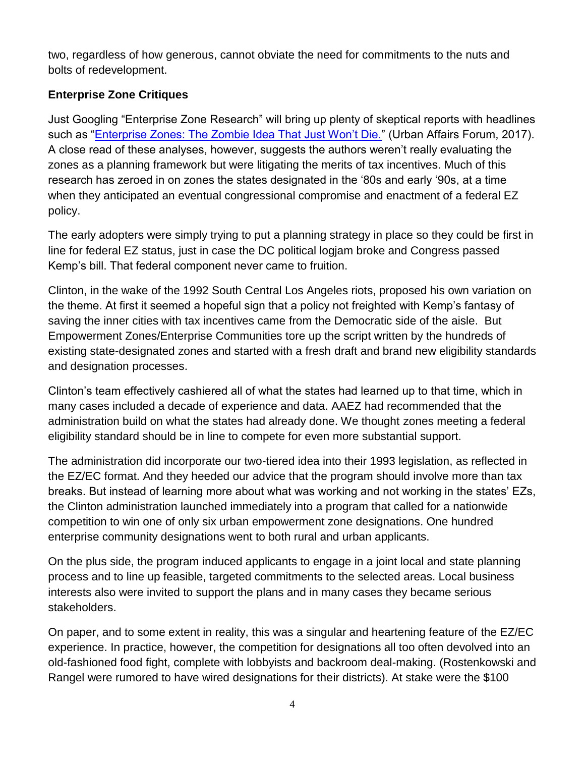two, regardless of how generous, cannot obviate the need for commitments to the nuts and bolts of redevelopment.

**Enterprise Zone Critiques**

Just Googling "Enterprise Zone Research" will bring up plenty of skeptical reports with headlines such as "Enterprise Zones: The Zombie Idea That Just Won't Die." (Urban Affairs Forum, 2017). A close read of these analyses, however, suggests the authors weren't really evaluating the zones as a planning framework but were litigating the merits of tax incentives. Much of this research has zeroed in on zones the states designated in the '80s and early '90s, at a time when they anticipated an eventual congressional compromise and enactment of a federal EZ policy.

The early adopters were simply trying to put a planning strategy in place so they could be first in line for federal EZ status, just in case the DC political logjam broke and Congress passed Kemp's bill. That federal component never came to fruition.

Clinton, in the wake of the 1992 South Central Los Angeles riots, proposed his own variation on the theme. At first it seemed a hopeful sign that a policy not freighted with Kemp's fantasy of saving the inner cities with tax incentives came from the Democratic side of the aisle. But Empowerment Zones/Enterprise Communities tore up the script written by the hundreds of existing state-designated zones and started with a fresh draft and brand new eligibility standards and designation processes.

Clinton's team effectively cashiered all of what the states had learned up to that time, which in many cases included a decade of experience and data. AAEZ had recommended that the administration build on what the states had already done. We thought zones meeting a federal eligibility standard should be in line to compete for even more substantial support.

The administration did incorporate our two-tiered idea into their 1993 legislation, as reflected in the EZ/EC format. And they heeded our advice that the program should involve more than tax breaks. But instead of learning more about what was working and not working in the states' EZs, the Clinton administration launched immediately into a program that called for a nationwide competition to win one of only six urban empowerment zone designations. One hundred enterprise community designations went to both rural and urban applicants.

On the plus side, the program induced applicants to engage in a joint local and state planning process and to line up feasible, targeted commitments to the selected areas. Local business interests also were invited to support the plans and in many cases they became serious stakeholders.

On paper, and to some extent in reality, this was a singular and heartening feature of the EZ/EC experience. In practice, however, the competition for designations all too often devolved into an old-fashioned food fight, complete with lobbyists and backroom deal-making. (Rostenkowski and Rangel were rumored to have wired designations for their districts). At stake were the $100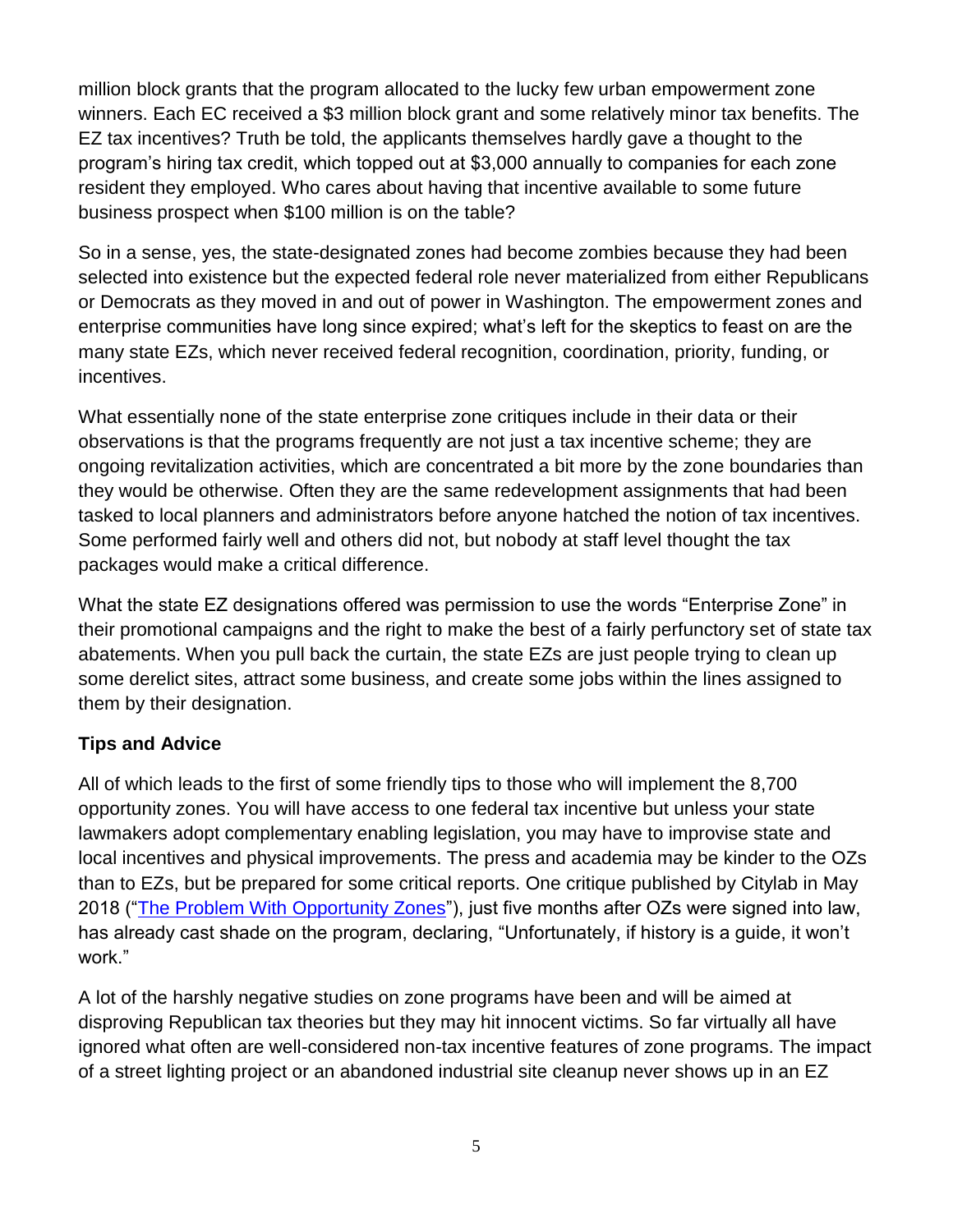million block grants that the program allocated to the lucky few urban empowerment zone winners. Each EC received a $3 million block grant and some relatively minor tax benefits. The EZ tax incentives? Truth be told, the applicants themselves hardly gave a thought to the program's hiring tax credit, which topped out at $3,000 annually to companies for each zone resident they employed. Who cares about having that incentive available to some future business prospect when $100 million is on the table?

So in a sense, yes, the state-designated zones had become zombies because they had been selected into existence but the expected federal role never materialized from either Republicans or Democrats as they moved in and out of power in Washington. The empowerment zones and enterprise communities have long since expired; what's left for the skeptics to feast on are the many state EZs, which never received federal recognition, coordination, priority, funding, or incentives.

What essentially none of the state enterprise zone critiques include in their data or their observations is that the programs frequently are not just a tax incentive scheme; they are ongoing revitalization activities, which are concentrated a bit more by the zone boundaries than they would be otherwise. Often they are the same redevelopment assignments that had been tasked to local planners and administrators before anyone hatched the notion of tax incentives. Some performed fairly well and others did not, but nobody at staff level thought the tax packages would make a critical difference.

What the state EZ designations offered was permission to use the words "Enterprise Zone" in their promotional campaigns and the right to make the best of a fairly perfunctory set of state tax abatements. When you pull back the curtain, the state EZs are just people trying to clean up some derelict sites, attract some business, and create some jobs within the lines assigned to them by their designation.

**Tips and Advice**

All of which leads to the first of some friendly tips to those who will implement the 8,700 opportunity zones. You will have access to one federal tax incentive but unless your state lawmakers adopt complementary enabling legislation, you may have to improvise state and local incentives and physical improvements. The press and academia may be kinder to the OZs than to EZs, but be prepared for some critical reports. One critique published by Citylab in May 2018 ("The Problem With Opportunity Zones"), just five months after OZs were signed into law, has already cast shade on the program, declaring, "Unfortunately, if history is a guide, it won't work."

A lot of the harshly negative studies on zone programs have been and will be aimed at disproving Republican tax theories but they may hit innocent victims. So far virtually all have ignored what often are well-considered non-tax incentive features of zone programs. The impact of a street lighting project or an abandoned industrial site cleanup never shows up in an EZ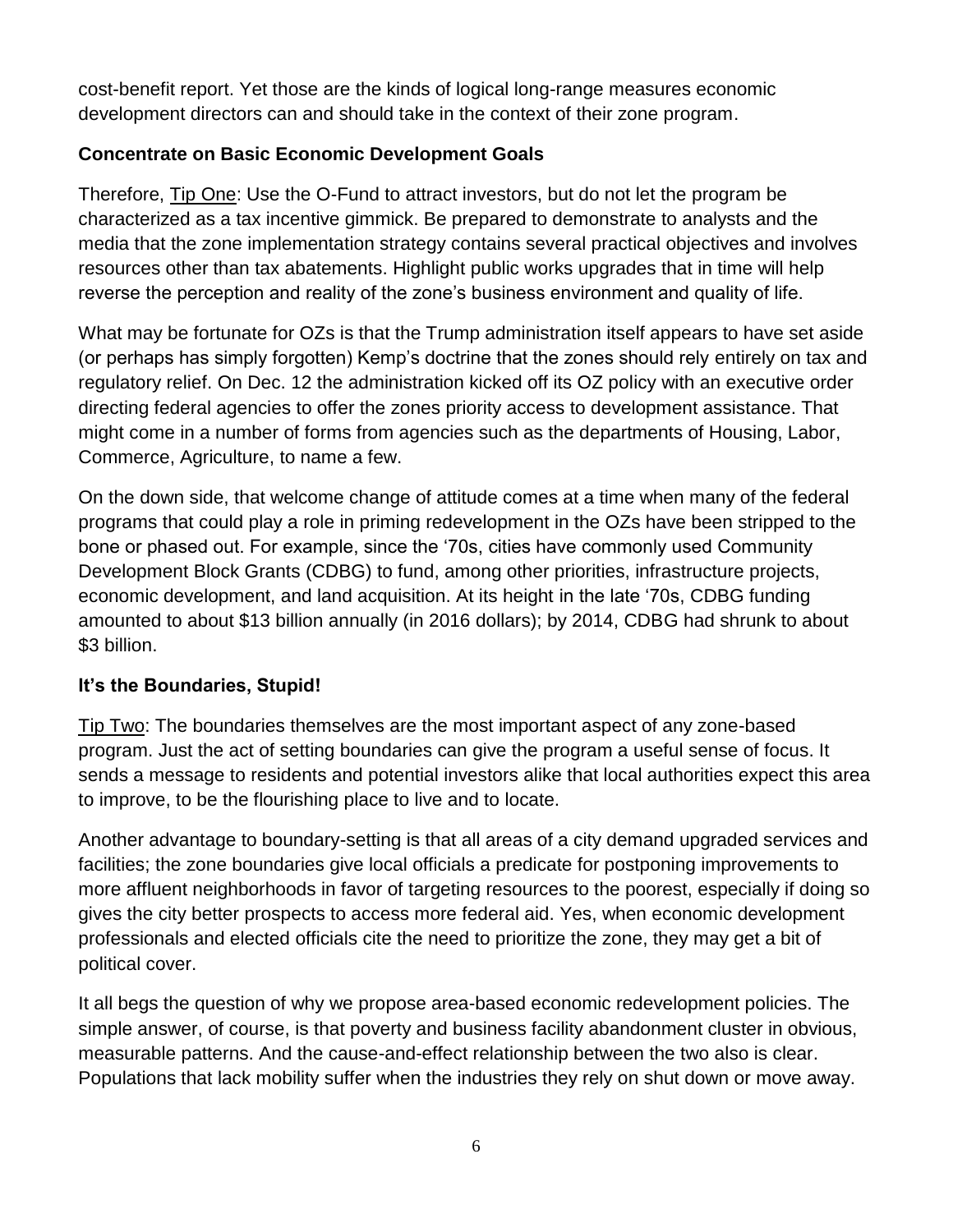cost-benefit report. Yet those are the kinds of logical long-range measures economic development directors can and should take in the context of their zone program.

### Concentrate on Basic Economic Development Goals

Therefore, Tip One: Use the O-Fund to attract investors, but do not let the program be characterized as a tax incentive gimmick. Be prepared to demonstrate to analysts and the media that the zone implementation strategy contains several practical objectives and involves resources other than tax abatements. Highlight public works upgrades that in time will help reverse the perception and reality of the zone's business environment and quality of life.

What may be fortunate for OZs is that the Trump administration itself appears to have set aside (or perhaps has simply forgotten) Kemp's doctrine that the zones should rely entirely on tax and regulatory relief. On Dec. 12 the administration kicked off its OZ policy with an executive order directing federal agencies to offer the zones priority access to development assistance. That might come in a number of forms from agencies such as the departments of Housing, Labor, Commerce, Agriculture, to name a few.

On the down side, that welcome change of attitude comes at a time when many of the federal programs that could play a role in priming redevelopment in the OZs have been stripped to the bone or phased out. For example, since the '70s, cities have commonly used Community Development Block Grants (CDBG) to fund, among other priorities, infrastructure projects, economic development, and land acquisition. At its height in the late '70s, CDBG funding amounted to about $13 billion annually (in 2016 dollars); by 2014, CDBG had shrunk to about $3 billion.

### It's the Boundaries, Stupid!

Tip Two: The boundaries themselves are the most important aspect of any zone-based program. Just the act of setting boundaries can give the program a useful sense of focus. It sends a message to residents and potential investors alike that local authorities expect this area to improve, to be the flourishing place to live and to locate.

Another advantage to boundary-setting is that all areas of a city demand upgraded services and facilities; the zone boundaries give local officials a predicate for postponing improvements to more affluent neighborhoods in favor of targeting resources to the poorest, especially if doing so gives the city better prospects to access more federal aid. Yes, when economic development professionals and elected officials cite the need to prioritize the zone, they may get a bit of political cover.

It all begs the question of why we propose area-based economic redevelopment policies. The simple answer, of course, is that poverty and business facility abandonment cluster in obvious, measurable patterns. And the cause-and-effect relationship between the two also is clear. Populations that lack mobility suffer when the industries they rely on shut down or move away.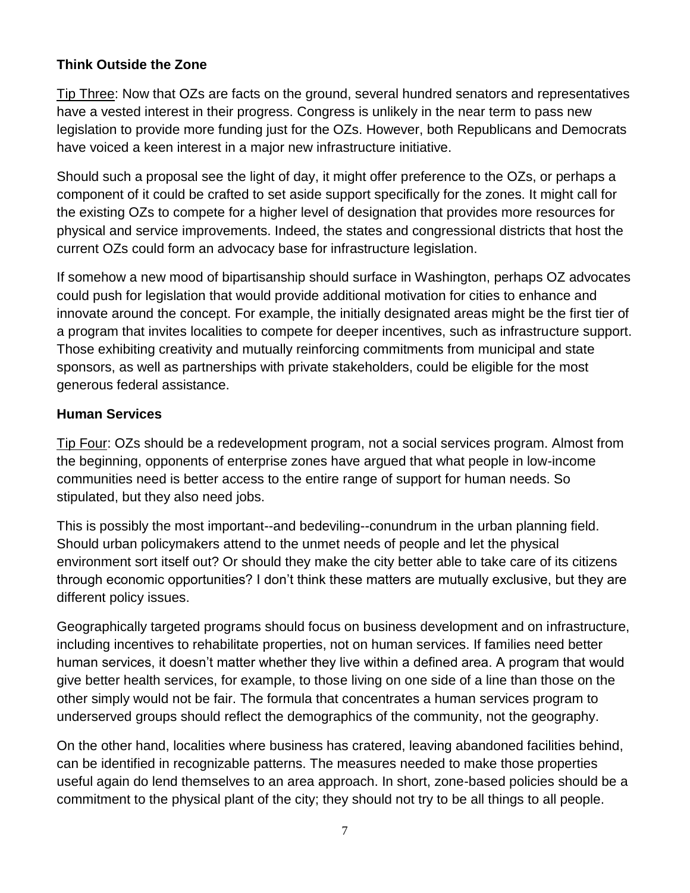**Think Outside the Zone**

Tip Three: Now that OZs are facts on the ground, several hundred senators and representatives have a vested interest in their progress. Congress is unlikely in the near term to pass new legislation to provide more funding just for the OZs. However, both Republicans and Democrats have voiced a keen interest in a major new infrastructure initiative.

Should such a proposal see the light of day, it might offer preference to the OZs, or perhaps a component of it could be crafted to set aside support specifically for the zones. It might call for the existing OZs to compete for a higher level of designation that provides more resources for physical and service improvements. Indeed, the states and congressional districts that host the current OZs could form an advocacy base for infrastructure legislation.

If somehow a new mood of bipartisanship should surface in Washington, perhaps OZ advocates could push for legislation that would provide additional motivation for cities to enhance and innovate around the concept. For example, the initially designated areas might be the first tier of a program that invites localities to compete for deeper incentives, such as infrastructure support. Those exhibiting creativity and mutually reinforcing commitments from municipal and state sponsors, as well as partnerships with private stakeholders, could be eligible for the most generous federal assistance.

**Human Services**

Tip Four: OZs should be a redevelopment program, not a social services program. Almost from the beginning, opponents of enterprise zones have argued that what people in low-income communities need is better access to the entire range of support for human needs. So stipulated, but they also need jobs.

This is possibly the most important--and bedeviling--conundrum in the urban planning field. Should urban policymakers attend to the unmet needs of people and let the physical environment sort itself out? Or should they make the city better able to take care of its citizens through economic opportunities? I don't think these matters are mutually exclusive, but they are different policy issues.

Geographically targeted programs should focus on business development and on infrastructure, including incentives to rehabilitate properties, not on human services. If families need better human services, it doesn't matter whether they live within a defined area. A program that would give better health services, for example, to those living on one side of a line than those on the other simply would not be fair. The formula that concentrates a human services program to underserved groups should reflect the demographics of the community, not the geography.

On the other hand, localities where business has cratered, leaving abandoned facilities behind, can be identified in recognizable patterns. The measures needed to make those properties useful again do lend themselves to an area approach. In short, zone-based policies should be a commitment to the physical plant of the city; they should not try to be all things to all people.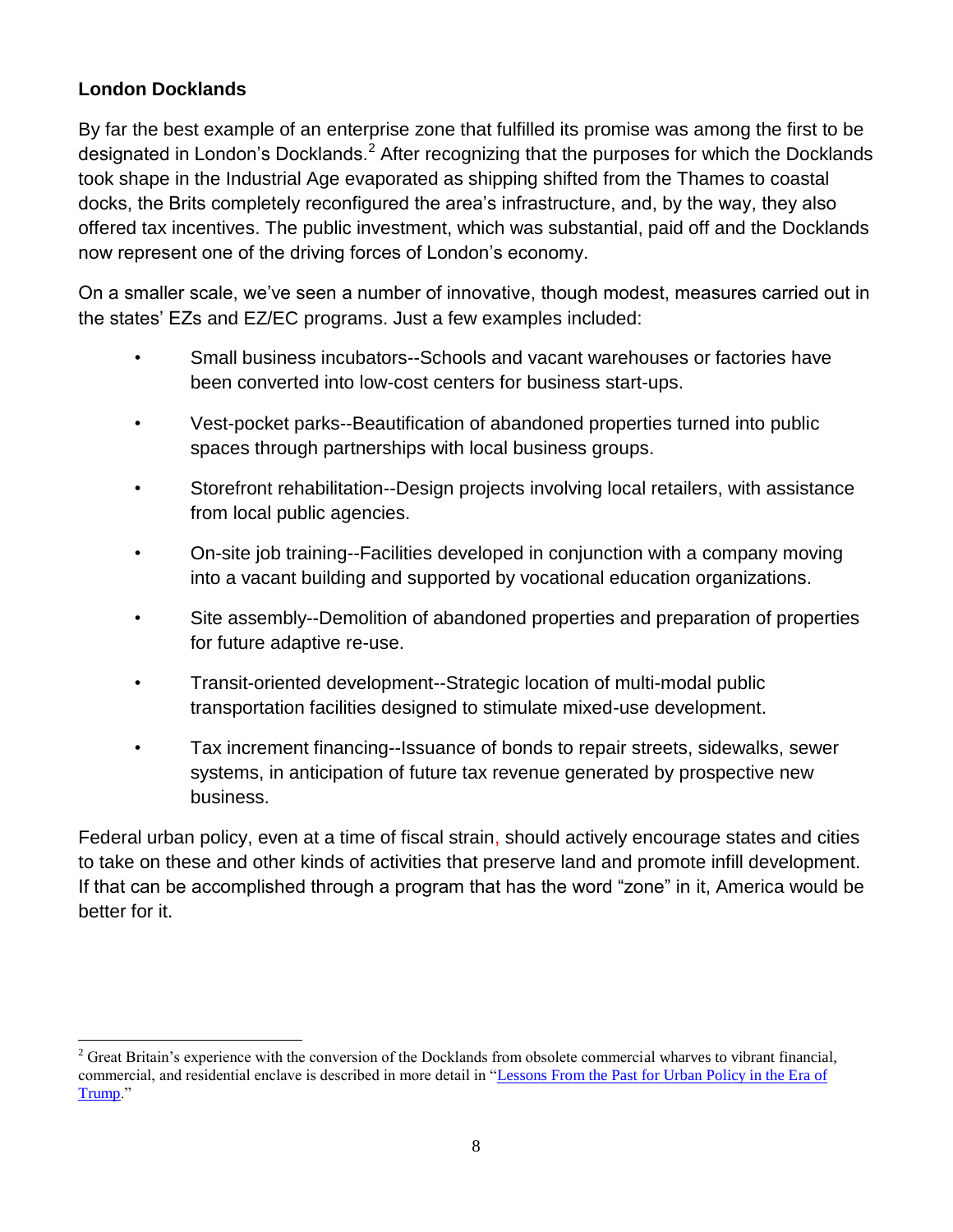**London Docklands**

By far the best example of an enterprise zone that fulfilled its promise was among the first to be designated in London's Docklands.[2] After recognizing that the purposes for which the Docklands took shape in the Industrial Age evaporated as shipping shifted from the Thames to coastal docks, the Brits completely reconfigured the area's infrastructure, and, by the way, they also offered tax incentives. The public investment, which was substantial, paid off and the Docklands now represent one of the driving forces of London's economy.

On a smaller scale, we've seen a number of innovative, though modest, measures carried out in the states' EZs and EZ/EC programs. Just a few examples included:

- Small business incubators--Schools and vacant warehouses or factories have been converted into low-cost centers for business start-ups.
- Vest-pocket parks--Beautification of abandoned properties turned into public spaces through partnerships with local business groups.
- Storefront rehabilitation--Design projects involving local retailers, with assistance from local public agencies.
- On-site job training--Facilities developed in conjunction with a company moving into a vacant building and supported by vocational education organizations.
- Site assembly--Demolition of abandoned properties and preparation of properties for future adaptive re-use.
- Transit-oriented development--Strategic location of multi-modal public transportation facilities designed to stimulate mixed-use development.
- Tax increment financing--Issuance of bonds to repair streets, sidewalks, sewer systems, in anticipation of future tax revenue generated by prospective new business.

Federal urban policy, even at a time of fiscal strain, should actively encourage states and cities to take on these and other kinds of activities that preserve land and promote infill development. If that can be accomplished through a program that has the word "zone" in it, America would be better for it.

[2] Great Britain's experience with the conversion of the Docklands from obsolete commercial wharves to vibrant financial, commercial, and residential enclave is described in more detail in "Lessons From the Past for Urban Policy in the Era of Trump."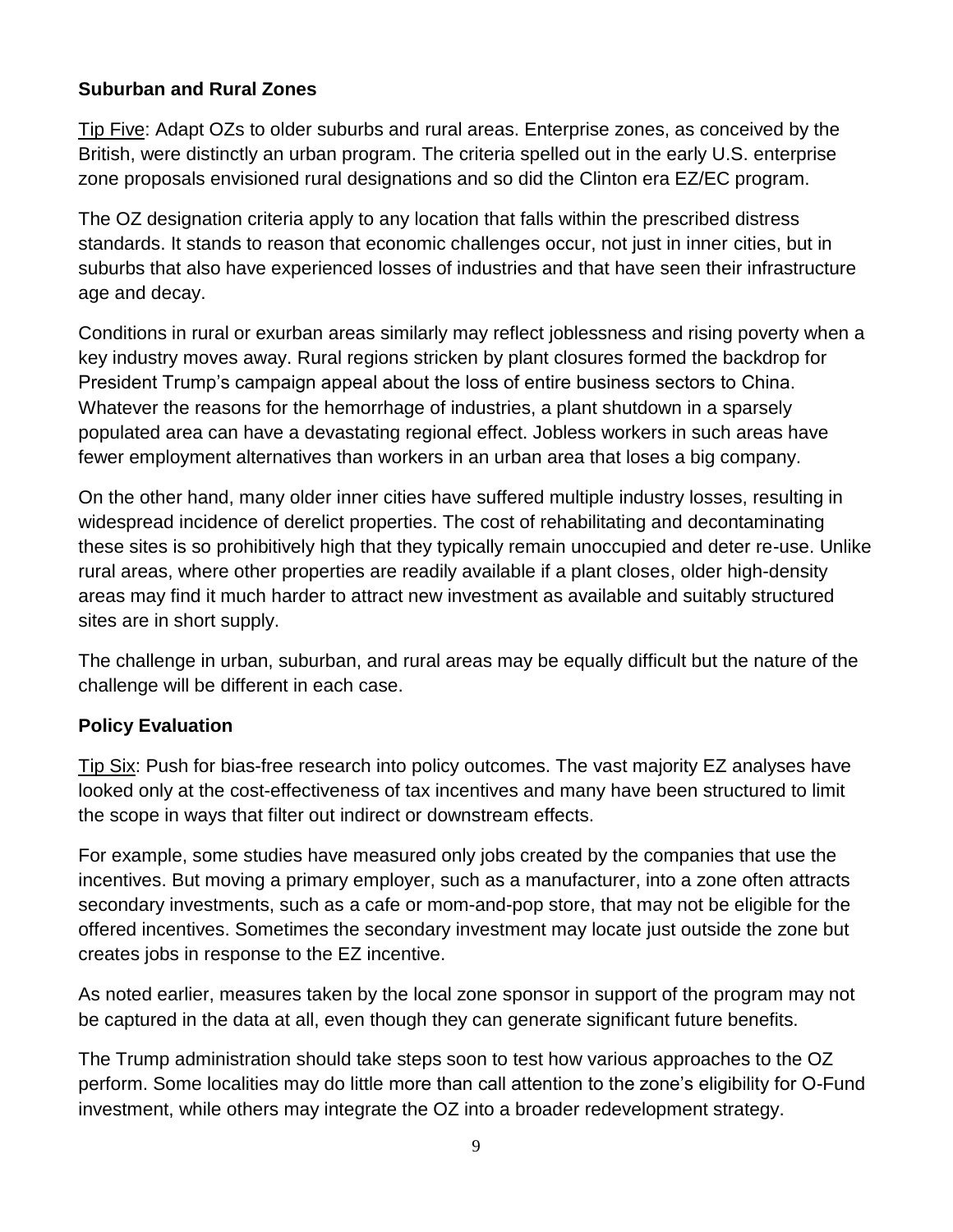## Suburban and Rural Zones

Tip Five: Adapt OZs to older suburbs and rural areas. Enterprise zones, as conceived by the British, were distinctly an urban program. The criteria spelled out in the early U.S. enterprise zone proposals envisioned rural designations and so did the Clinton era EZ/EC program.

The OZ designation criteria apply to any location that falls within the prescribed distress standards. It stands to reason that economic challenges occur, not just in inner cities, but in suburbs that also have experienced losses of industries and that have seen their infrastructure age and decay.

Conditions in rural or exurban areas similarly may reflect joblessness and rising poverty when a key industry moves away. Rural regions stricken by plant closures formed the backdrop for President Trump's campaign appeal about the loss of entire business sectors to China. Whatever the reasons for the hemorrhage of industries, a plant shutdown in a sparsely populated area can have a devastating regional effect. Jobless workers in such areas have fewer employment alternatives than workers in an urban area that loses a big company.

On the other hand, many older inner cities have suffered multiple industry losses, resulting in widespread incidence of derelict properties. The cost of rehabilitating and decontaminating these sites is so prohibitively high that they typically remain unoccupied and deter re-use. Unlike rural areas, where other properties are readily available if a plant closes, older high-density areas may find it much harder to attract new investment as available and suitably structured sites are in short supply.

The challenge in urban, suburban, and rural areas may be equally difficult but the nature of the challenge will be different in each case.

## Policy Evaluation

Tip Six: Push for bias-free research into policy outcomes. The vast majority EZ analyses have looked only at the cost-effectiveness of tax incentives and many have been structured to limit the scope in ways that filter out indirect or downstream effects.

For example, some studies have measured only jobs created by the companies that use the incentives. But moving a primary employer, such as a manufacturer, into a zone often attracts secondary investments, such as a cafe or mom-and-pop store, that may not be eligible for the offered incentives. Sometimes the secondary investment may locate just outside the zone but creates jobs in response to the EZ incentive.

As noted earlier, measures taken by the local zone sponsor in support of the program may not be captured in the data at all, even though they can generate significant future benefits.

The Trump administration should take steps soon to test how various approaches to the OZ perform. Some localities may do little more than call attention to the zone's eligibility for O-Fund investment, while others may integrate the OZ into a broader redevelopment strategy.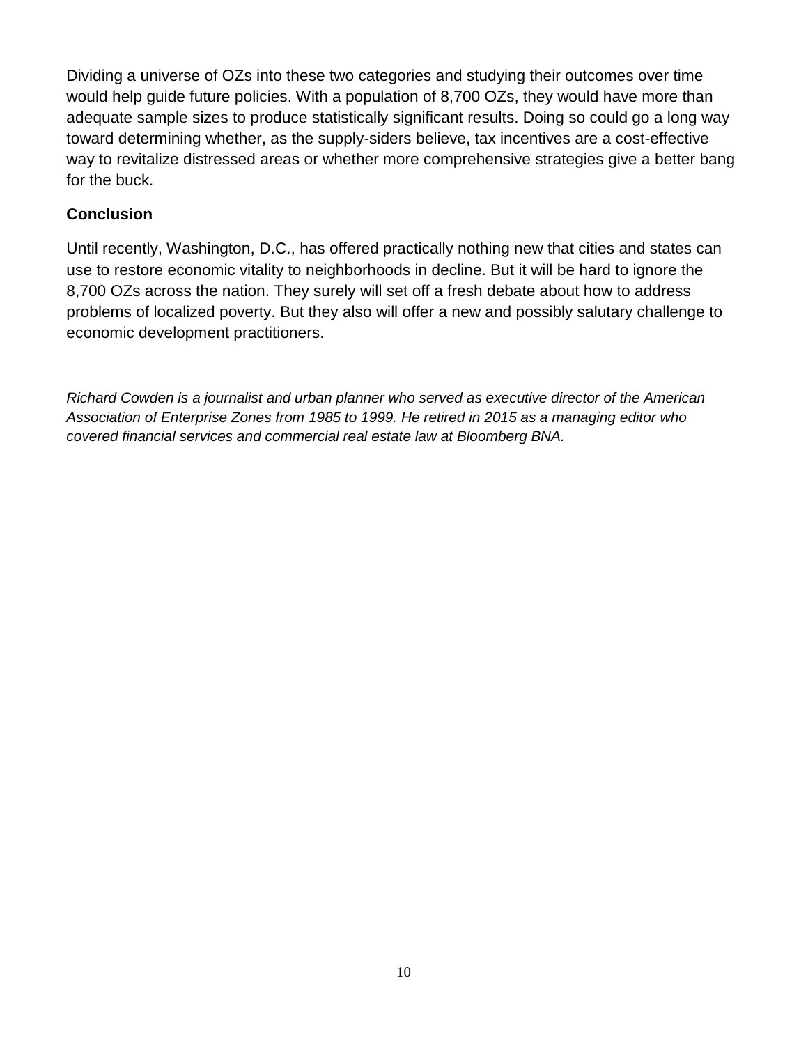Dividing a universe of OZs into these two categories and studying their outcomes over time would help guide future policies. With a population of 8,700 OZs, they would have more than adequate sample sizes to produce statistically significant results. Doing so could go a long way toward determining whether, as the supply-siders believe, tax incentives are a cost-effective way to revitalize distressed areas or whether more comprehensive strategies give a better bang for the buck.

## Conclusion

Until recently, Washington, D.C., has offered practically nothing new that cities and states can use to restore economic vitality to neighborhoods in decline. But it will be hard to ignore the 8,700 OZs across the nation. They surely will set off a fresh debate about how to address problems of localized poverty. But they also will offer a new and possibly salutary challenge to economic development practitioners.

*Richard Cowden is a journalist and urban planner who served as executive director of the American Association of Enterprise Zones from 1985 to 1999. He retired in 2015 as a managing editor who covered financial services and commercial real estate law at Bloomberg BNA.*